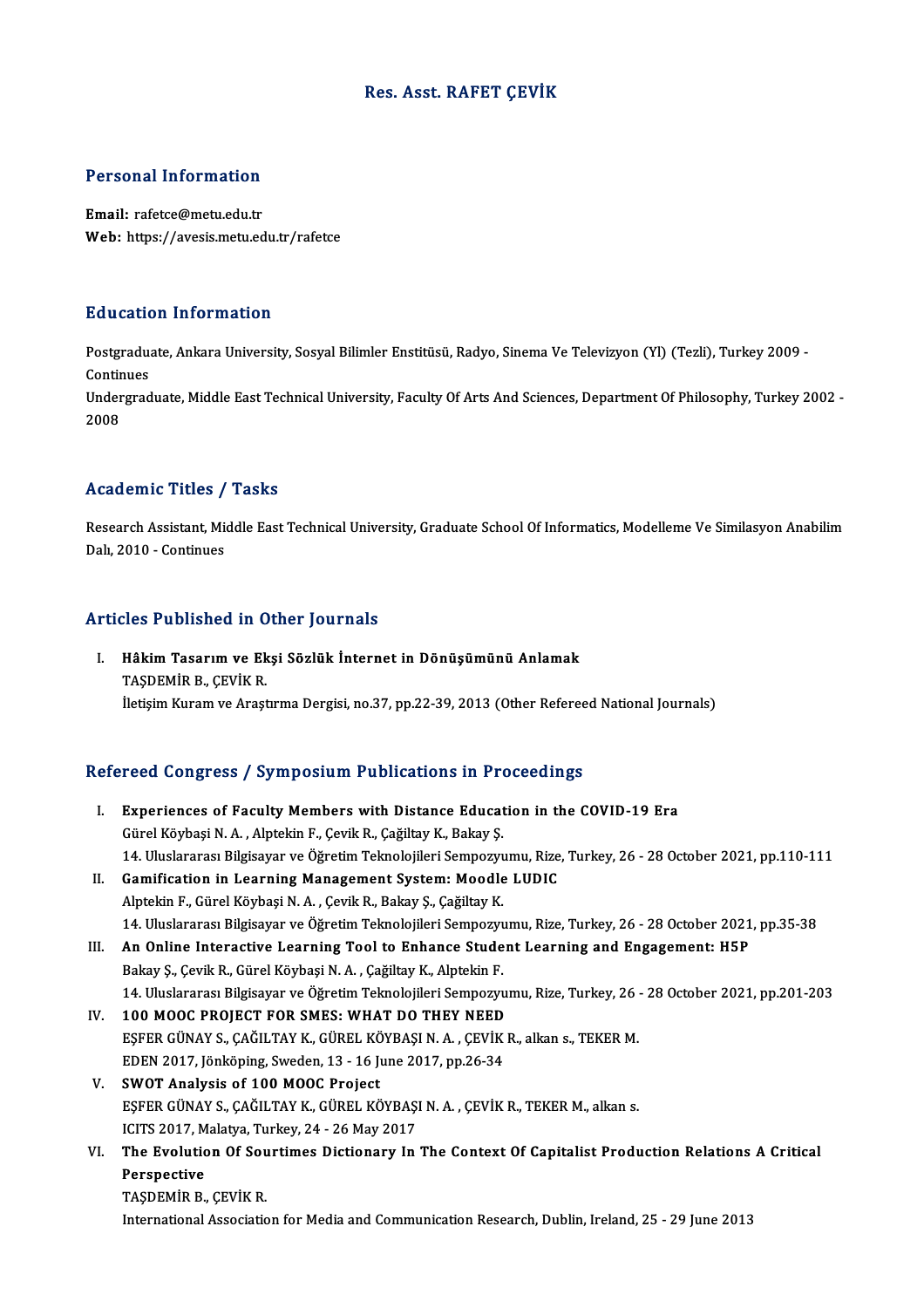# Res. Asst. RAFET ÇEVİK

## Personal Information

**Email:** rafetce@metu.edu.tr
**Web:** https://avesis.metu.edu.tr/rafetce

## Education Information

Postgraduate, Ankara University, Sosyal Bilimler Enstitüsü, Radyo, Sinema Ve Televizyon (Yl) (Tezli), Turkey 2009 - Continues

Undergraduate, Middle East Technical University, Faculty Of Arts And Sciences, Department Of Philosophy, Turkey 2002 - 2008

## Academic Titles / Tasks

Research Assistant, Middle East Technical University, Graduate School Of Informatics, Modelleme Ve Similasyon Anabilim Dalı, 2010 - Continues

## Articles Published in Other Journals

I. **Hâkim Tasarım ve Ekşi Sözlük İnternet in Dönüşümünü Anlamak**
   TAŞDEMİR B., ÇEVİK R.
   İletişim Kuram ve Araştırma Dergisi, no.37, pp.22-39, 2013 (Other Refereed National Journals)

## Refereed Congress / Symposium Publications in Proceedings

I. **Experiences of Faculty Members with Distance Education in the COVID-19 Era**
   Gürel Köybaşi N. A. , Alptekin F., Çevik R., Çağiltay K., Bakay Ş.
   14. Uluslararası Bilgisayar ve Öğretim Teknolojileri Sempozyumu, Rize, Turkey, 26 - 28 October 2021, pp.110-111

II. **Gamification in Learning Management System: Moodle LUDIC**
   Alptekin F., Gürel Köybaşi N. A. , Çevik R., Bakay Ş., Çağiltay K.
   14. Uluslararası Bilgisayar ve Öğretim Teknolojileri Sempozyumu, Rize, Turkey, 26 - 28 October 2021, pp.35-38

III. **An Online Interactive Learning Tool to Enhance Student Learning and Engagement: H5P**
   Bakay Ş., Çevik R., Gürel Köybaşi N. A. , Çağiltay K., Alptekin F.
   14. Uluslararası Bilgisayar ve Öğretim Teknolojileri Sempozyumu, Rize, Turkey, 26 - 28 October 2021, pp.201-203

IV. **100 MOOC PROJECT FOR SMES: WHAT DO THEY NEED**
   EŞFER GÜNAY S., ÇAĞILTAY K., GÜREL KÖYBAŞI N. A. , ÇEVİK R., alkan s., TEKER M.
   EDEN 2017, Jönköping, Sweden, 13 - 16 June 2017, pp.26-34

V. **SWOT Analysis of 100 MOOC Project**
   EŞFER GÜNAY S., ÇAĞILTAY K., GÜREL KÖYBAŞI N. A. , ÇEVİK R., TEKER M., alkan s.
   ICITS 2017, Malatya, Turkey, 24 - 26 May 2017

VI. **The Evolution Of Sourtimes Dictionary In The Context Of Capitalist Production Relations A Critical Perspective**
   TAŞDEMİR B., ÇEVİK R.
   International Association for Media and Communication Research, Dublin, Ireland, 25 - 29 June 2013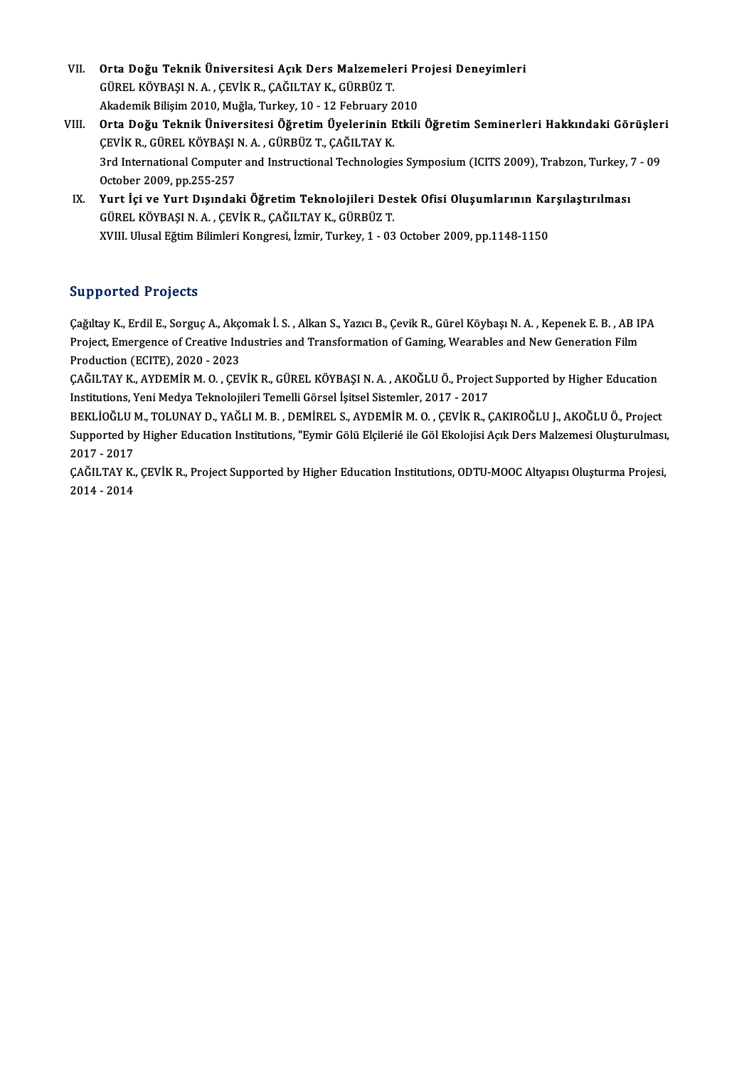VII. **Orta Doğu Teknik Üniversitesi Açık Ders Malzemeleri Projesi Deneyimleri**
GÜREL KÖYBAŞI N. A. , ÇEVİK R., ÇAĞILTAY K., GÜRBÜZ T.
Akademik Bilişim 2010, Muğla, Turkey, 10 - 12 February 2010

VIII. **Orta Doğu Teknik Üniversitesi Öğretim Üyelerinin Etkili Öğretim Seminerleri Hakkındaki Görüşleri**
ÇEVİK R., GÜREL KÖYBAŞI N. A. , GÜRBÜZ T., ÇAĞILTAY K.
3rd International Computer and Instructional Technologies Symposium (ICITS 2009), Trabzon, Turkey, 7 - 09 October 2009, pp.255-257

IX. **Yurt İçi ve Yurt Dışındaki Öğretim Teknolojileri Destek Ofisi Oluşumlarının Karşılaştırılması**
GÜREL KÖYBAŞI N. A. , ÇEVİK R., ÇAĞILTAY K., GÜRBÜZ T.
XVIII. Ulusal Eğtim Bilimleri Kongresi, İzmir, Turkey, 1 - 03 October 2009, pp.1148-1150

## Supported Projects

Çağıltay K., Erdil E., Sorguç A., Akçomak İ. S. , Alkan S., Yazıcı B., Çevik R., Gürel Köybaşı N. A. , Kepenek E. B. , AB IPA Project, Emergence of Creative Industries and Transformation of Gaming, Wearables and New Generation Film Production (ECITE), 2020 - 2023

ÇAĞILTAY K., AYDEMİR M. O. , ÇEVİK R., GÜREL KÖYBAŞI N. A. , AKOĞLU Ö., Project Supported by Higher Education Institutions, Yeni Medya Teknolojileri Temelli Görsel İşitsel Sistemler, 2017 - 2017

BEKLİOĞLU M., TOLUNAY D., YAĞLI M. B. , DEMİREL S., AYDEMİR M. O. , ÇEVİK R., ÇAKIROĞLU J., AKOĞLU Ö., Project Supported by Higher Education Institutions, "Eymir Gölü Elçilerié ile Göl Ekolojisi Açık Ders Malzemesi Oluşturulması, 2017 - 2017

ÇAĞILTAY K., ÇEVİK R., Project Supported by Higher Education Institutions, ODTU-MOOC Altyapısı Oluşturma Projesi, 2014 - 2014